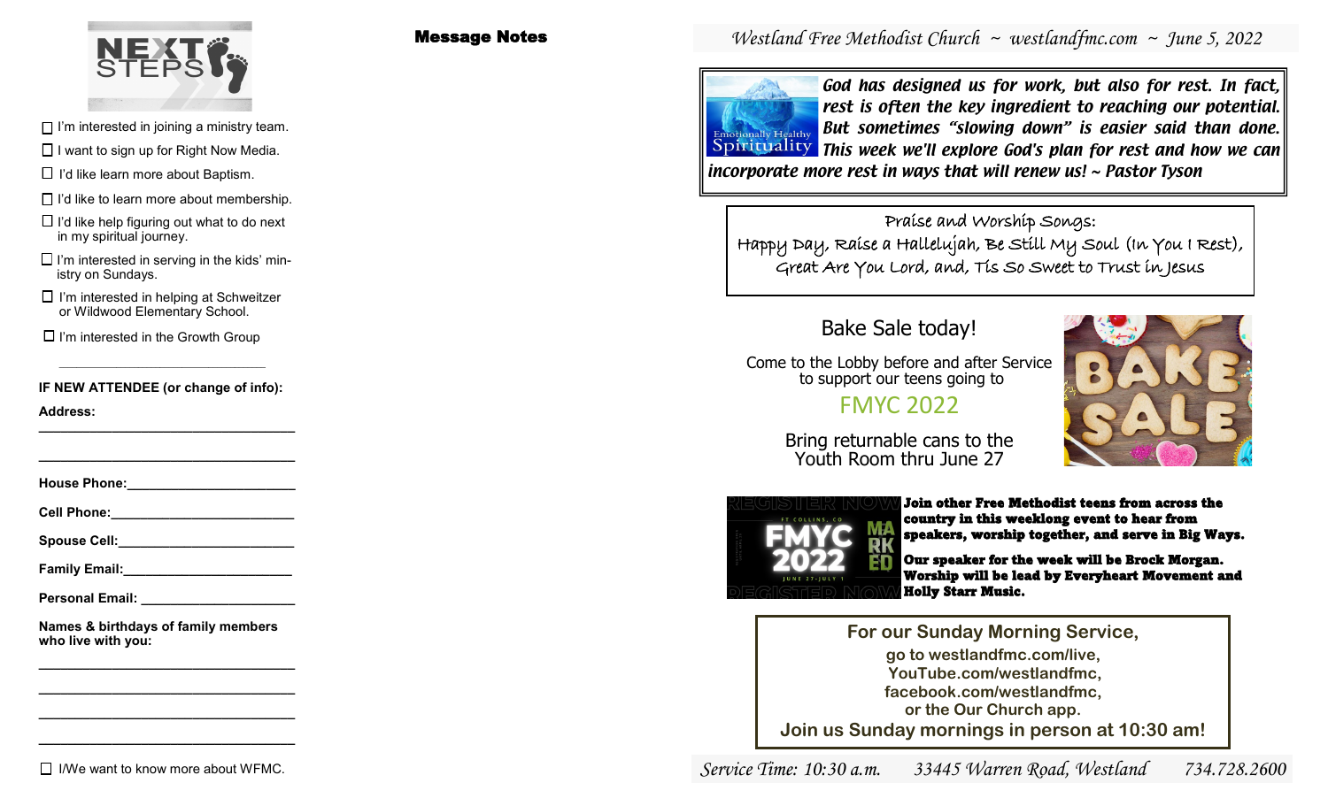# NEXT STEPS

- ☐ I'm interested in joining a ministry team.
- ☐ I want to sign up for Right Now Media.
- ☐ I'd like learn more about Baptism.
- ☐ I'd like to learn more about membership.
- ☐ I'd like help figuring out what to do next in my spiritual journey.
- ☐ I'm interested in serving in the kids' ministry on Sundays.
- ☐ I'm interested in helping at Schweitzer or Wildwood Elementary School.
- ☐ I'm interested in the Growth Group

**IF NEW ATTENDEE (or change of info):**

**Address:** ______________________________

______________________________

**House Phone:** ______________________

**Cell Phone:** ______________________

**Spouse Cell:** ______________________

**Family Email:** ______________________

**Personal Email:** ______________________

**Names & birthdays of family members who live with you:**

______________________________

______________________________

______________________________

______________________________

☐ I/We want to know more about WFMC.

## Message Notes

*Westland Free Methodist Church ~ westlandfmc.com ~ June 5, 2022*

Emotionally Healthy Spirituality

***God has designed us for work, but also for rest. In fact, rest is often the key ingredient to reaching our potential. But sometimes "slowing down" is easier said than done. This week we'll explore God's plan for rest and how we can incorporate more rest in ways that will renew us! ~ Pastor Tyson***

Praise and Worship Songs:
Happy Day, Raise a Hallelujah, Be Still My Soul (In You I Rest), Great Are You Lord, and, Tis So Sweet to Trust in Jesus

## Bake Sale today!

Come to the Lobby before and after Service to support our teens going to

FMYC 2022

Bring returnable cans to the Youth Room thru June 27

**Join other Free Methodist teens from across the country in this weeklong event to hear from speakers, worship together, and serve in Big Ways.**

**Our speaker for the week will be Brock Morgan. Worship will be lead by Everyheart Movement and Holly Starr Music.**

**For our Sunday Morning Service,**
**go to westlandfmc.com/live,**
**YouTube.com/westlandfmc,**
**facebook.com/westlandfmc,**
**or the Our Church app.**
**Join us Sunday mornings in person at 10:30 am!**

*Service Time: 10:30 a.m. 33445 Warren Road, Westland 734.728.2600*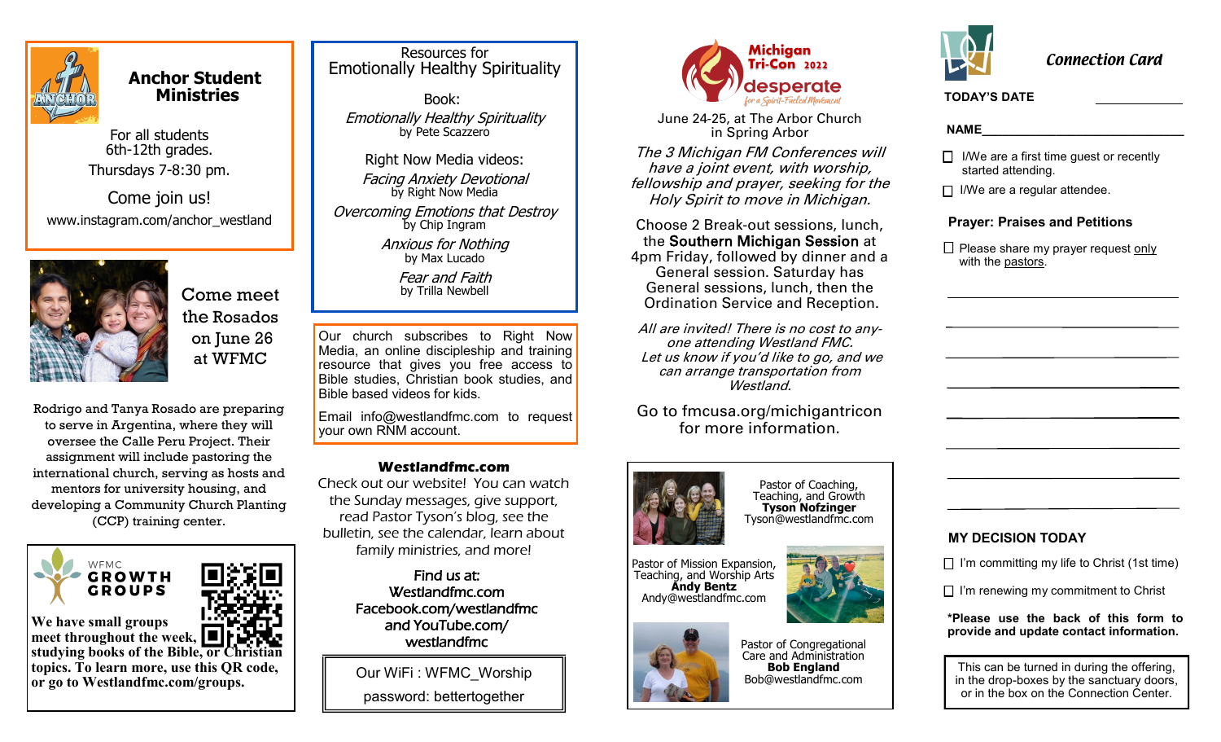## Anchor Student Ministries

For all students 6th-12th grades.

Thursdays 7-8:30 pm.

Come join us!

www.instagram.com/anchor_westland

Come meet the Rosados on June 26 at WFMC

Rodrigo and Tanya Rosado are preparing to serve in Argentina, where they will oversee the Calle Peru Project. Their assignment will include pastoring the international church, serving as hosts and mentors for university housing, and developing a Community Church Planting (CCP) training center.

WFMC **GROWTH GROUPS**

**We have small groups meet throughout the week, studying books of the Bible, or Christian topics. To learn more, use this QR code, or go to Westlandfmc.com/groups.**

## Resources for Emotionally Healthy Spirituality

Book:

*Emotionally Healthy Spirituality* by Pete Scazzero

Right Now Media videos:

*Facing Anxiety Devotional* by Right Now Media

*Overcoming Emotions that Destroy* by Chip Ingram

*Anxious for Nothing* by Max Lucado

*Fear and Faith* by Trilla Newbell

Our church subscribes to Right Now Media, an online discipleship and training resource that gives you free access to Bible studies, Christian book studies, and Bible based videos for kids.

Email info@westlandfmc.com to request your own RNM account.

**Westlandfmc.com**

Check out our website! You can watch the Sunday messages, give support, read Pastor Tyson's blog, see the bulletin, see the calendar, learn about family ministries, and more!

Find us at:
Westlandfmc.com
Facebook.com/westlandfmc
and YouTube.com/westlandfmc

Our WiFi : WFMC_Worship

password: bettertogether

## Michigan Tri-Con 2022 desperate *for a Spirit-Fueled Movement*

June 24-25, at The Arbor Church in Spring Arbor

*The 3 Michigan FM Conferences will have a joint event, with worship, fellowship and prayer, seeking for the Holy Spirit to move in Michigan.*

Choose 2 Break-out sessions, lunch, the **Southern Michigan Session** at 4pm Friday, followed by dinner and a General session. Saturday has General sessions, lunch, then the Ordination Service and Reception.

*All are invited! There is no cost to anyone attending Westland FMC. Let us know if you'd like to go, and we can arrange transportation from Westland.*

Go to fmcusa.org/michigantricon for more information.

Pastor of Coaching, Teaching, and Growth
**Tyson Nofzinger**
Tyson@westlandfmc.com

Pastor of Mission Expansion, Teaching, and Worship Arts
**Andy Bentz**
Andy@westlandfmc.com

Pastor of Congregational Care and Administration
**Bob England**
Bob@westlandfmc.com

## Connection Card

**TODAY'S DATE** ____________

**NAME**____________________________

☐ I/We are a first time guest or recently started attending.

☐ I/We are a regular attendee.

**Prayer: Praises and Petitions**

☐ Please share my prayer request only with the pastors.

________________________________

________________________________

________________________________

________________________________

________________________________

________________________________

________________________________

________________________________

**MY DECISION TODAY**

☐ I'm committing my life to Christ (1st time)

☐ I'm renewing my commitment to Christ

**\*Please use the back of this form to provide and update contact information.**

This can be turned in during the offering, in the drop-boxes by the sanctuary doors, or in the box on the Connection Center.